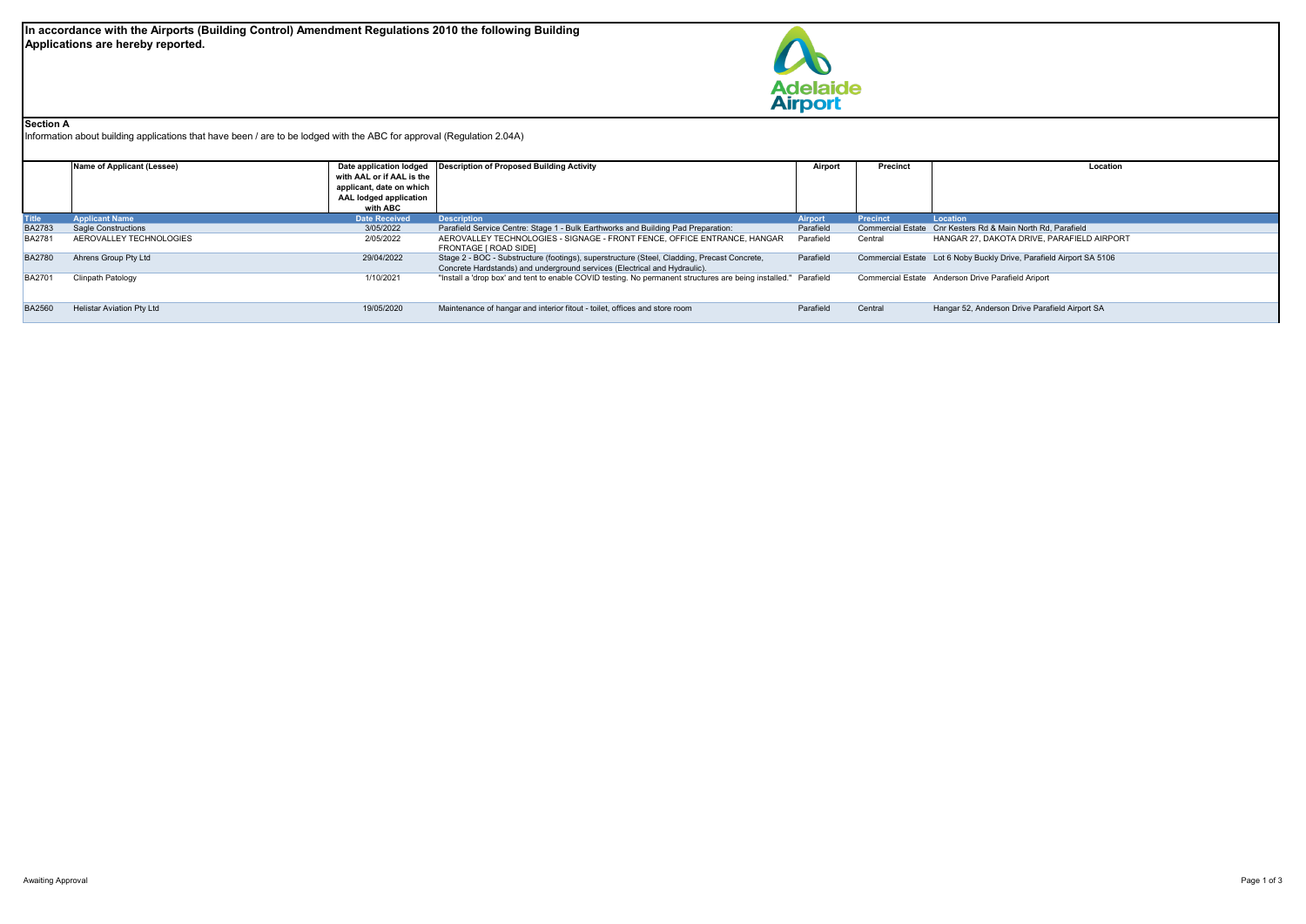**In accordance with the Airports (Building Control) Amendment Regulations 2010 the following Building Applications are hereby reported.**

Adelaide Airport

**Section A**

Information about building applications that have been / are to be lodged with the ABC for approval (Regulation 2.04A)

| | Name of Applicant (Lessee) | Date application lodged with AAL or if AAL is the applicant, date on which AAL lodged application with ABC | Description of Proposed Building Activity | Airport | Precinct | Location |
|---|---|---|---|---|---|---|
| Title | Applicant Name | Date Received | Description | Airport | Precinct | Location |
| BA2783 | Sagle Constructions | 3/05/2022 | Parafield Service Centre: Stage 1 - Bulk Earthworks and Building Pad Preparation: | Parafield | Commercial Estate | Cnr Kesters Rd & Main North Rd, Parafield |
| BA2781 | AEROVALLEY TECHNOLOGIES | 2/05/2022 | AEROVALLEY TECHNOLOGIES - SIGNAGE - FRONT FENCE, OFFICE ENTRANCE, HANGAR FRONTAGE [ ROAD SIDE] | Parafield | Central | HANGAR 27, DAKOTA DRIVE, PARAFIELD AIRPORT |
| BA2780 | Ahrens Group Pty Ltd | 29/04/2022 | Stage 2 - BOC - Substructure (footings), superstructure (Steel, Cladding, Precast Concrete, Concrete Hardstands) and underground services (Electrical and Hydraulic). | Parafield | Commercial Estate | Lot 6 Noby Buckly Drive, Parafield Airport SA 5106 |
| BA2701 | Clinpath Patology | 1/10/2021 | "Install a 'drop box' and tent to enable COVID testing. No permanent structures are being installed." | Parafield | Commercial Estate | Anderson Drive Parafield Ariport |
| BA2560 | Helistar Aviation Pty Ltd | 19/05/2020 | Maintenance of hangar and interior fitout - toilet, offices and store room | Parafield | Central | Hangar 52, Anderson Drive Parafield Airport SA |

Awaiting Approval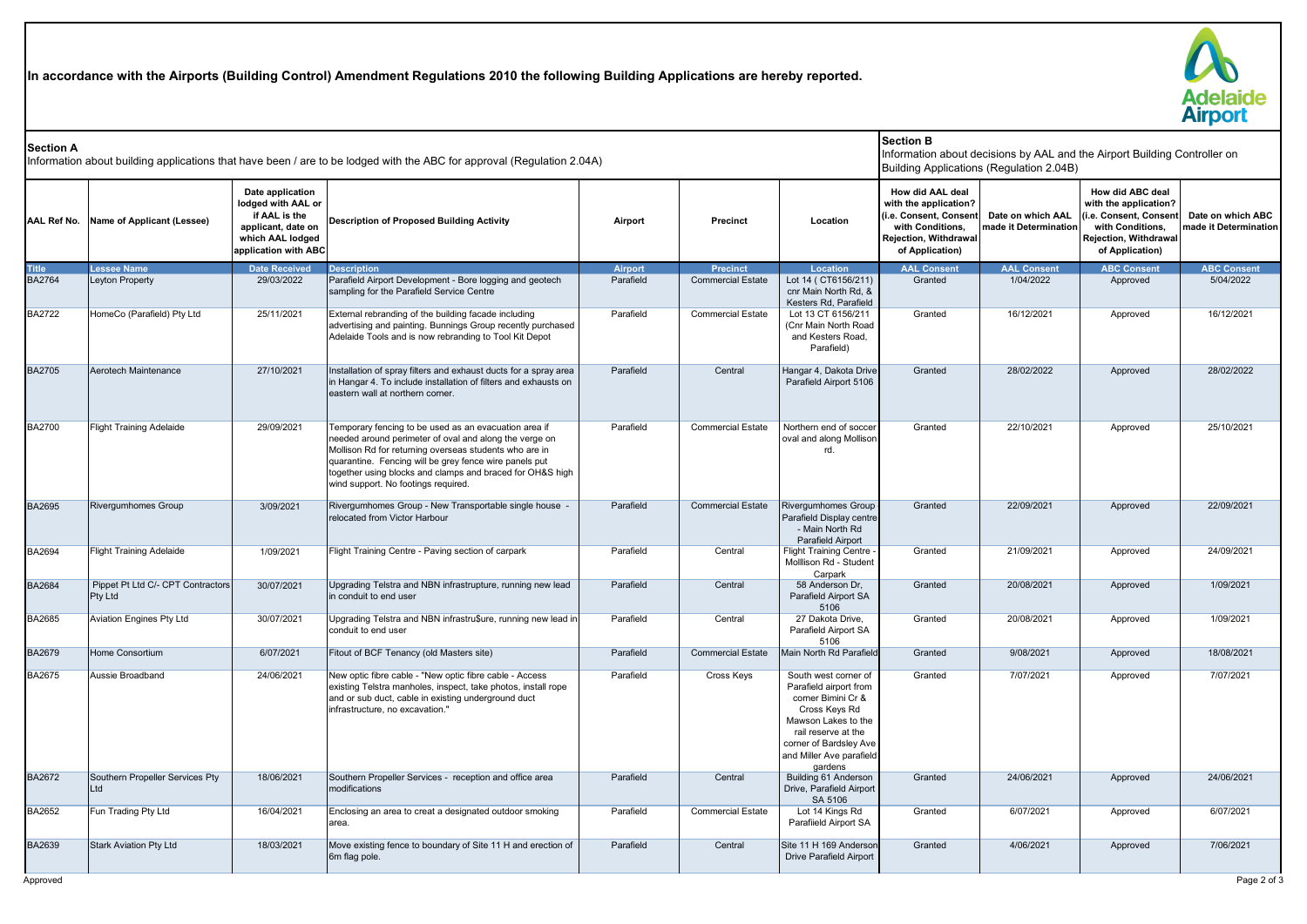**In accordance with the Airports (Building Control) Amendment Regulations 2010 the following Building Applications are hereby reported.**

**Section A**
Information about building applications that have been / are to be lodged with the ABC for approval (Regulation 2.04A)

**Section B**
Information about decisions by AAL and the Airport Building Controller on Building Applications (Regulation 2.04B)

| AAL Ref No. | Name of Applicant (Lessee) | Date application lodged with AAL or if AAL is the applicant, date on which AAL lodged application with ABC | Description of Proposed Building Activity | Airport | Precinct | Location | How did AAL deal with the application? (i.e. Consent, Consent with Conditions, Rejection, Withdrawal of Application) | Date on which AAL made it Determination | How did ABC deal with the application? (i.e. Consent, Consent with Conditions, Rejection, Withdrawal of Application) | Date on which ABC made it Determination |
|---|---|---|---|---|---|---|---|---|---|---|
| Title | Lessee Name | Date Received | Description | Airport | Precinct | Location | AAL Consent | AAL Consent | ABC Consent | ABC Consent |
| BA2764 | Leyton Property | 29/03/2022 | Parafield Airport Development - Bore logging and geotech sampling for the Parafield Service Centre | Parafield | Commercial Estate | Lot 14 ( CT6156/211) cnr Main North Rd, & Kesters Rd, Parafield | Granted | 1/04/2022 | Approved | 5/04/2022 |
| BA2722 | HomeCo (Parafield) Pty Ltd | 25/11/2021 | External rebranding of the building facade including advertising and painting. Bunnings Group recently purchased Adelaide Tools and is now rebranding to Tool Kit Depot | Parafield | Commercial Estate | Lot 13 CT 6156/211 (Cnr Main North Road and Kesters Road, Parafield) | Granted | 16/12/2021 | Approved | 16/12/2021 |
| BA2705 | Aerotech Maintenance | 27/10/2021 | Installation of spray filters and exhaust ducts for a spray area in Hangar 4. To include installation of filters and exhausts on eastern wall at northern corner. | Parafield | Central | Hangar 4, Dakota Drive Parafield Airport 5106 | Granted | 28/02/2022 | Approved | 28/02/2022 |
| BA2700 | Flight Training Adelaide | 29/09/2021 | Temporary fencing to be used as an evacuation area if needed around perimeter of oval and along the verge on Mollison Rd for returning overseas students who are in quarantine. Fencing will be grey fence wire panels put together using blocks and clamps and braced for OH&S high wind support. No footings required. | Parafield | Commercial Estate | Northern end of soccer oval and along Mollison rd. | Granted | 22/10/2021 | Approved | 25/10/2021 |
| BA2695 | Rivergumhomes Group | 3/09/2021 | Rivergumhomes Group - New Transportable single house - relocated from Victor Harbour | Parafield | Commercial Estate | Rivergumhomes Group Parafield Display centre - Main North Rd Parafield Airport | Granted | 22/09/2021 | Approved | 22/09/2021 |
| BA2694 | Flight Training Adelaide | 1/09/2021 | Flight Training Centre - Paving section of carpark | Parafield | Central | Flight Training Centre - Molllison Rd - Student Carpark | Granted | 21/09/2021 | Approved | 24/09/2021 |
| BA2684 | Pippet Pt Ltd C/- CPT Contractors Pty Ltd | 30/07/2021 | Upgrading Telstra and NBN infrastrupture, running new lead in conduit to end user | Parafield | Central | 58 Anderson Dr, Parafield Airport SA 5106 | Granted | 20/08/2021 | Approved | 1/09/2021 |
| BA2685 | Aviation Engines Pty Ltd | 30/07/2021 | Upgrading Telstra and NBN infrastru$ure, running new lead in conduit to end user | Parafield | Central | 27 Dakota Drive, Parafield Airport SA 5106 | Granted | 20/08/2021 | Approved | 1/09/2021 |
| BA2679 | Home Consortium | 6/07/2021 | Fitout of BCF Tenancy (old Masters site) | Parafield | Commercial Estate | Main North Rd Parafield | Granted | 9/08/2021 | Approved | 18/08/2021 |
| BA2675 | Aussie Broadband | 24/06/2021 | New optic fibre cable - "New optic fibre cable - Access existing Telstra manholes, inspect, take photos, install rope and or sub duct, cable in existing underground duct infrastructure, no excavation." | Parafield | Cross Keys | South west corner of Parafield airport from corner Bimini Cr & Cross Keys Rd Mawson Lakes to the rail reserve at the corner of Bardsley Ave and Miller Ave parafield gardens | Granted | 7/07/2021 | Approved | 7/07/2021 |
| BA2672 | Southern Propeller Services Pty Ltd | 18/06/2021 | Southern Propeller Services - reception and office area modifications | Parafield | Central | Building 61 Anderson Drive, Parafield Airport SA 5106 | Granted | 24/06/2021 | Approved | 24/06/2021 |
| BA2652 | Fun Trading Pty Ltd | 16/04/2021 | Enclosing an area to creat a designated outdoor smoking area. | Parafield | Commercial Estate | Lot 14 Kings Rd Parafiield Airport SA | Granted | 6/07/2021 | Approved | 6/07/2021 |
| BA2639 | Stark Aviation Pty Ltd | 18/03/2021 | Move existing fence to boundary of Site 11 H and erection of 6m flag pole. | Parafield | Central | Site 11 H 169 Anderson Drive Parafield Airport | Granted | 4/06/2021 | Approved | 7/06/2021 |

Approved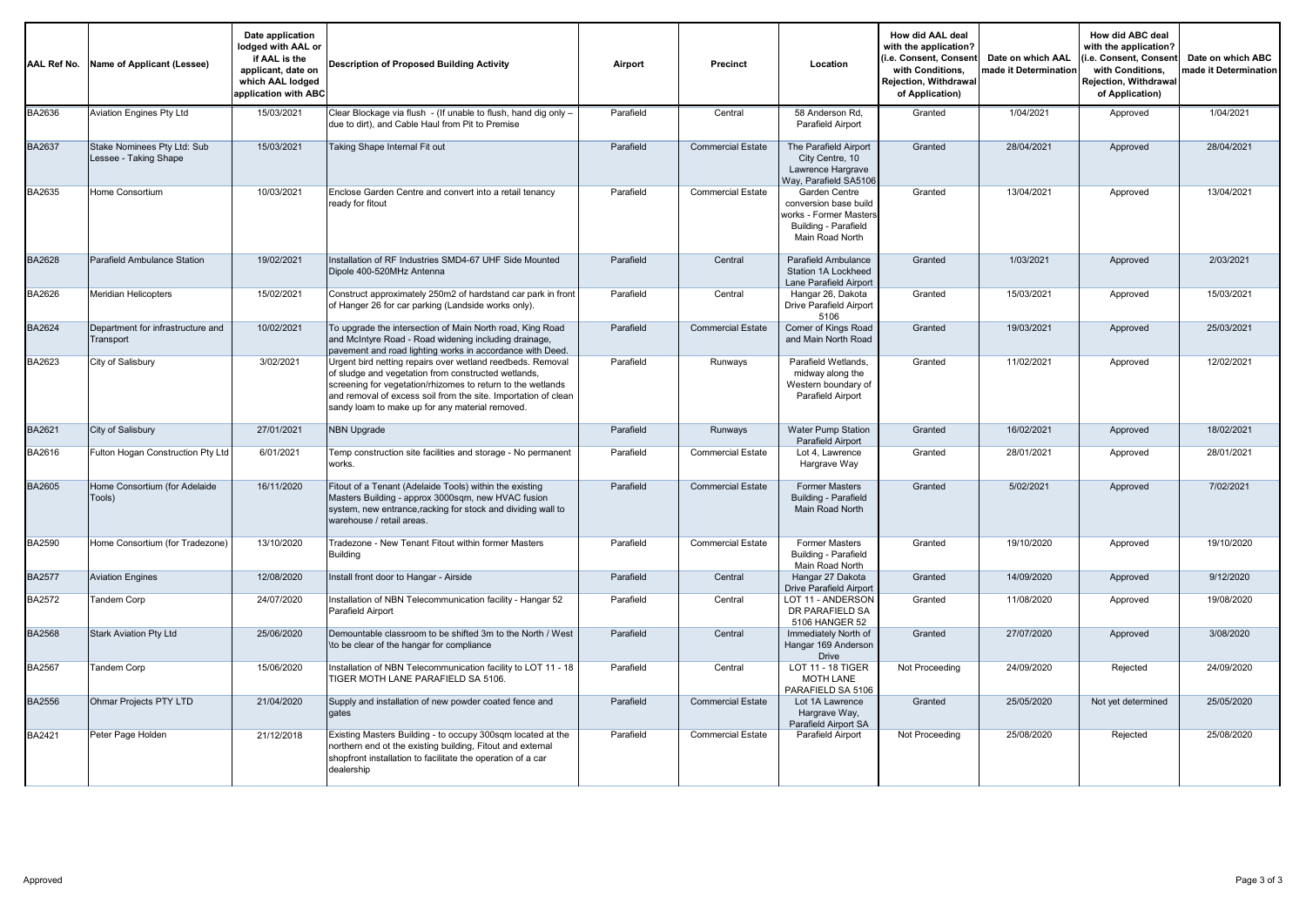| AAL Ref No. | Name of Applicant (Lessee) | Date application lodged with AAL or if AAL is the applicant, date on which AAL lodged application with ABC | Description of Proposed Building Activity | Airport | Precinct | Location | How did AAL deal with the application? (i.e. Consent, Consent with Conditions, Rejection, Withdrawal of Application) | Date on which AAL made it Determination | How did ABC deal with the application? (i.e. Consent, Consent with Conditions, Rejection, Withdrawal of Application) | Date on which ABC made it Determination |
|---|---|---|---|---|---|---|---|---|---|---|
| BA2636 | Aviation Engines Pty Ltd | 15/03/2021 | Clear Blockage via flush - (If unable to flush, hand dig only – due to dirt), and Cable Haul from Pit to Premise | Parafield | Central | 58 Anderson Rd, Parafield Airport | Granted | 1/04/2021 | Approved | 1/04/2021 |
| BA2637 | Stake Nominees Pty Ltd: Sub Lessee - Taking Shape | 15/03/2021 | Taking Shape Internal Fit out | Parafield | Commercial Estate | The Parafield Airport City Centre, 10 Lawrence Hargrave Way, Parafield SA5106 | Granted | 28/04/2021 | Approved | 28/04/2021 |
| BA2635 | Home Consortium | 10/03/2021 | Enclose Garden Centre and convert into a retail tenancy ready for fitout | Parafield | Commercial Estate | Garden Centre conversion base build works - Former Masters Building - Parafield Main Road North | Granted | 13/04/2021 | Approved | 13/04/2021 |
| BA2628 | Parafield Ambulance Station | 19/02/2021 | Installation of RF Industries SMD4-67 UHF Side Mounted Dipole 400-520MHz Antenna | Parafield | Central | Parafield Ambulance Station 1A Lockheed Lane Parafield Airport | Granted | 1/03/2021 | Approved | 2/03/2021 |
| BA2626 | Meridian Helicopters | 15/02/2021 | Construct approximately 250m2 of hardstand car park in front of Hanger 26 for car parking (Landside works only). | Parafield | Central | Hangar 26, Dakota Drive Parafield Airport 5106 | Granted | 15/03/2021 | Approved | 15/03/2021 |
| BA2624 | Department for infrastructure and Transport | 10/02/2021 | To upgrade the intersection of Main North road, King Road and McIntyre Road - Road widening including drainage, pavement and road lighting works in accordance with Deed. | Parafield | Commercial Estate | Corner of Kings Road and Main North Road | Granted | 19/03/2021 | Approved | 25/03/2021 |
| BA2623 | City of Salisbury | 3/02/2021 | Urgent bird netting repairs over wetland reedbeds. Removal of sludge and vegetation from constructed wetlands, screening for vegetation/rhizomes to return to the wetlands and removal of excess soil from the site. Importation of clean sandy loam to make up for any material removed. | Parafield | Runways | Parafield Wetlands, midway along the Western boundary of Parafield Airport | Granted | 11/02/2021 | Approved | 12/02/2021 |
| BA2621 | City of Salisbury | 27/01/2021 | NBN Upgrade | Parafield | Runways | Water Pump Station Parafield Airport | Granted | 16/02/2021 | Approved | 18/02/2021 |
| BA2616 | Fulton Hogan Construction Pty Ltd | 6/01/2021 | Temp construction site facilities and storage - No permanent works. | Parafield | Commercial Estate | Lot 4, Lawrence Hargrave Way | Granted | 28/01/2021 | Approved | 28/01/2021 |
| BA2605 | Home Consortium (for Adelaide Tools) | 16/11/2020 | Fitout of a Tenant (Adelaide Tools) within the existing Masters Building - approx 3000sqm, new HVAC fusion system, new entrance,racking for stock and dividing wall to warehouse / retail areas. | Parafield | Commercial Estate | Former Masters Building - Parafield Main Road North | Granted | 5/02/2021 | Approved | 7/02/2021 |
| BA2590 | Home Consortium (for Tradezone) | 13/10/2020 | Tradezone - New Tenant Fitout within former Masters Building | Parafield | Commercial Estate | Former Masters Building - Parafield Main Road North | Granted | 19/10/2020 | Approved | 19/10/2020 |
| BA2577 | Aviation Engines | 12/08/2020 | Install front door to Hangar - Airside | Parafield | Central | Hangar 27 Dakota Drive Parafield Airport | Granted | 14/09/2020 | Approved | 9/12/2020 |
| BA2572 | Tandem Corp | 24/07/2020 | Installation of NBN Telecommunication facility - Hangar 52 Parafield Airport | Parafield | Central | LOT 11 - ANDERSON DR PARAFIELD SA 5106 HANGER 52 | Granted | 11/08/2020 | Approved | 19/08/2020 |
| BA2568 | Stark Aviation Pty Ltd | 25/06/2020 | Demountable classroom to be shifted 3m to the North / West \to be clear of the hangar for compliance | Parafield | Central | Immediately North of Hangar 169 Anderson Drive | Granted | 27/07/2020 | Approved | 3/08/2020 |
| BA2567 | Tandem Corp | 15/06/2020 | Installation of NBN Telecommunication facility to LOT 11 - 18 TIGER MOTH LANE PARAFIELD SA 5106. | Parafield | Central | LOT 11 - 18 TIGER MOTH LANE PARAFIELD SA 5106 | Not Proceeding | 24/09/2020 | Rejected | 24/09/2020 |
| BA2556 | Ohmar Projects PTY LTD | 21/04/2020 | Supply and installation of new powder coated fence and gates | Parafield | Commercial Estate | Lot 1A Lawrence Hargrave Way, Parafield Airport SA | Granted | 25/05/2020 | Not yet determined | 25/05/2020 |
| BA2421 | Peter Page Holden | 21/12/2018 | Existing Masters Building - to occupy 300sqm located at the northern end ot the existing building, Fitout and external shopfront installation to facilitate the operation of a car dealership | Parafield | Commercial Estate | Parafield Airport | Not Proceeding | 25/08/2020 | Rejected | 25/08/2020 |

Approved